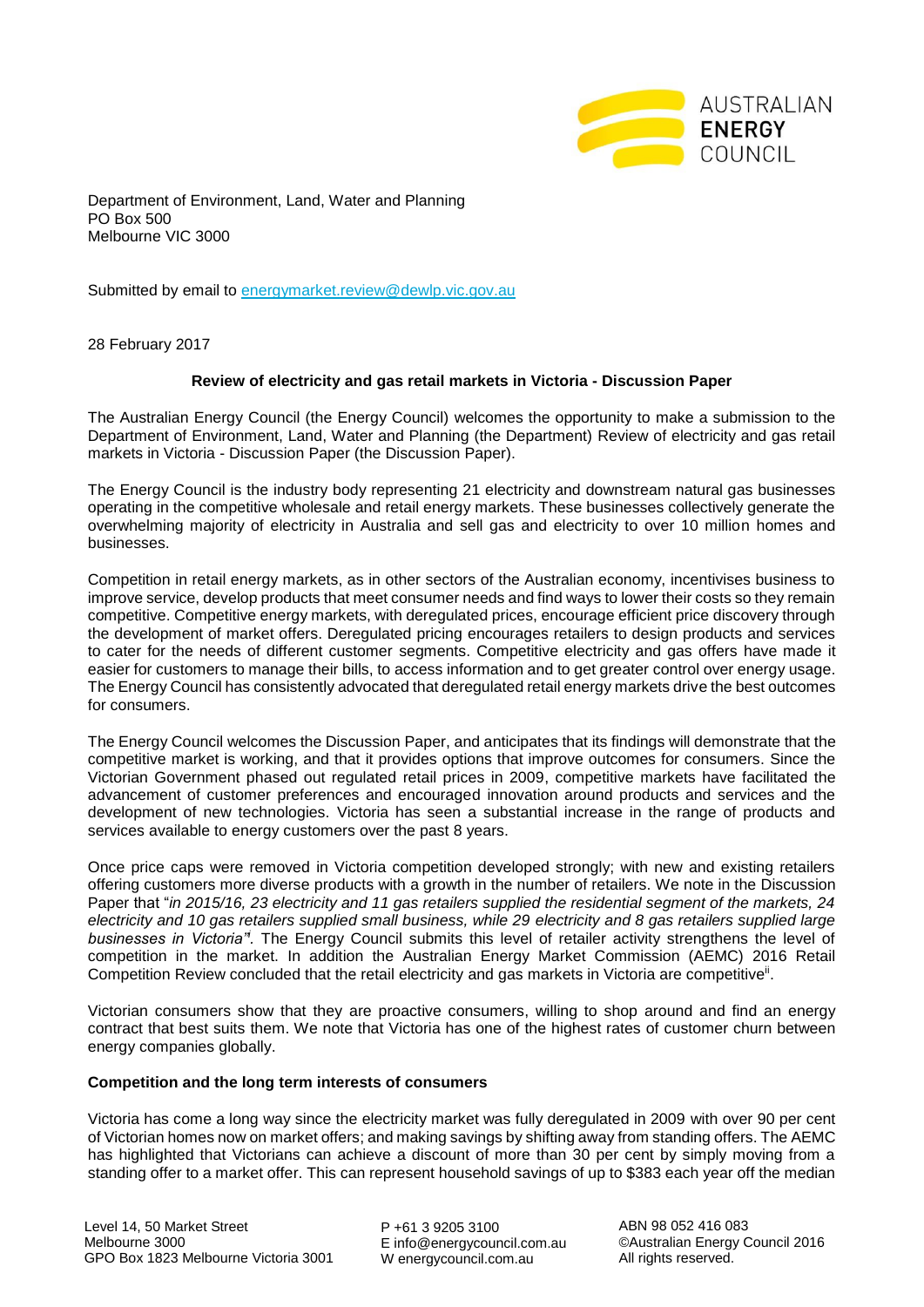AUSTRALIAN **ENERGY** COUNCIL

Department of Environment, Land, Water and Planning
PO Box 500
Melbourne VIC 3000

Submitted by email to energymarket.review@dewlp.vic.gov.au

28 February 2017

**Review of electricity and gas retail markets in Victoria - Discussion Paper**

The Australian Energy Council (the Energy Council) welcomes the opportunity to make a submission to the Department of Environment, Land, Water and Planning (the Department) Review of electricity and gas retail markets in Victoria - Discussion Paper (the Discussion Paper).

The Energy Council is the industry body representing 21 electricity and downstream natural gas businesses operating in the competitive wholesale and retail energy markets. These businesses collectively generate the overwhelming majority of electricity in Australia and sell gas and electricity to over 10 million homes and businesses.

Competition in retail energy markets, as in other sectors of the Australian economy, incentivises business to improve service, develop products that meet consumer needs and find ways to lower their costs so they remain competitive. Competitive energy markets, with deregulated prices, encourage efficient price discovery through the development of market offers. Deregulated pricing encourages retailers to design products and services to cater for the needs of different customer segments. Competitive electricity and gas offers have made it easier for customers to manage their bills, to access information and to get greater control over energy usage. The Energy Council has consistently advocated that deregulated retail energy markets drive the best outcomes for consumers.

The Energy Council welcomes the Discussion Paper, and anticipates that its findings will demonstrate that the competitive market is working, and that it provides options that improve outcomes for consumers. Since the Victorian Government phased out regulated retail prices in 2009, competitive markets have facilitated the advancement of customer preferences and encouraged innovation around products and services and the development of new technologies. Victoria has seen a substantial increase in the range of products and services available to energy customers over the past 8 years.

Once price caps were removed in Victoria competition developed strongly; with new and existing retailers offering customers more diverse products with a growth in the number of retailers. We note in the Discussion Paper that "*in 2015/16, 23 electricity and 11 gas retailers supplied the residential segment of the markets, 24 electricity and 10 gas retailers supplied small business, while 29 electricity and 8 gas retailers supplied large businesses in Victoria*"[i]. The Energy Council submits this level of retailer activity strengthens the level of competition in the market. In addition the Australian Energy Market Commission (AEMC) 2016 Retail Competition Review concluded that the retail electricity and gas markets in Victoria are competitive[ii].

Victorian consumers show that they are proactive consumers, willing to shop around and find an energy contract that best suits them. We note that Victoria has one of the highest rates of customer churn between energy companies globally.

**Competition and the long term interests of consumers**

Victoria has come a long way since the electricity market was fully deregulated in 2009 with over 90 per cent of Victorian homes now on market offers; and making savings by shifting away from standing offers. The AEMC has highlighted that Victorians can achieve a discount of more than 30 per cent by simply moving from a standing offer to a market offer. This can represent household savings of up to $383 each year off the median

Level 14, 50 Market Street
Melbourne 3000
GPO Box 1823 Melbourne Victoria 3001

P +61 3 9205 3100
E info@energycouncil.com.au
W energycouncil.com.au

ABN 98 052 416 083
©Australian Energy Council 2016
All rights reserved.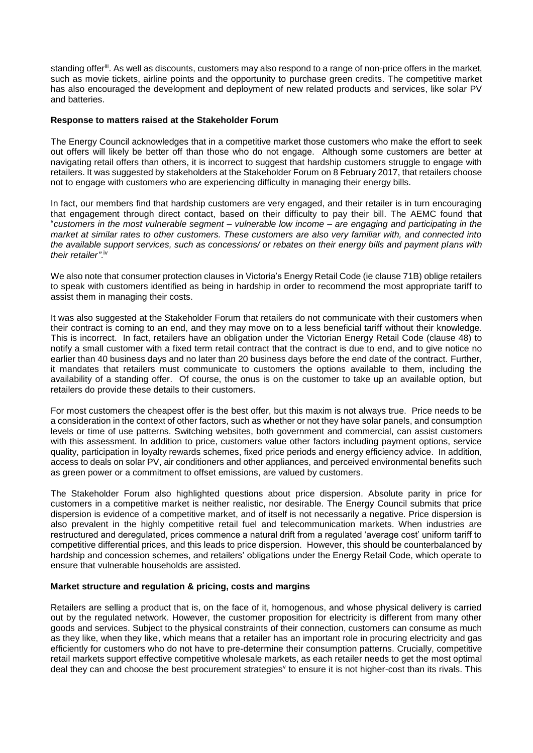standing offer[iii]. As well as discounts, customers may also respond to a range of non-price offers in the market, such as movie tickets, airline points and the opportunity to purchase green credits. The competitive market has also encouraged the development and deployment of new related products and services, like solar PV and batteries.

**Response to matters raised at the Stakeholder Forum**

The Energy Council acknowledges that in a competitive market those customers who make the effort to seek out offers will likely be better off than those who do not engage. Although some customers are better at navigating retail offers than others, it is incorrect to suggest that hardship customers struggle to engage with retailers. It was suggested by stakeholders at the Stakeholder Forum on 8 February 2017, that retailers choose not to engage with customers who are experiencing difficulty in managing their energy bills.

In fact, our members find that hardship customers are very engaged, and their retailer is in turn encouraging that engagement through direct contact, based on their difficulty to pay their bill. The AEMC found that "*customers in the most vulnerable segment – vulnerable low income – are engaging and participating in the market at similar rates to other customers. These customers are also very familiar with, and connected into the available support services, such as concessions/ or rebates on their energy bills and payment plans with their retailer"*.[iv]

We also note that consumer protection clauses in Victoria's Energy Retail Code (ie clause 71B) oblige retailers to speak with customers identified as being in hardship in order to recommend the most appropriate tariff to assist them in managing their costs.

It was also suggested at the Stakeholder Forum that retailers do not communicate with their customers when their contract is coming to an end, and they may move on to a less beneficial tariff without their knowledge. This is incorrect. In fact, retailers have an obligation under the Victorian Energy Retail Code (clause 48) to notify a small customer with a fixed term retail contract that the contract is due to end, and to give notice no earlier than 40 business days and no later than 20 business days before the end date of the contract. Further, it mandates that retailers must communicate to customers the options available to them, including the availability of a standing offer. Of course, the onus is on the customer to take up an available option, but retailers do provide these details to their customers.

For most customers the cheapest offer is the best offer, but this maxim is not always true. Price needs to be a consideration in the context of other factors, such as whether or not they have solar panels, and consumption levels or time of use patterns. Switching websites, both government and commercial, can assist customers with this assessment. In addition to price, customers value other factors including payment options, service quality, participation in loyalty rewards schemes, fixed price periods and energy efficiency advice. In addition, access to deals on solar PV, air conditioners and other appliances, and perceived environmental benefits such as green power or a commitment to offset emissions, are valued by customers.

The Stakeholder Forum also highlighted questions about price dispersion. Absolute parity in price for customers in a competitive market is neither realistic, nor desirable. The Energy Council submits that price dispersion is evidence of a competitive market, and of itself is not necessarily a negative. Price dispersion is also prevalent in the highly competitive retail fuel and telecommunication markets. When industries are restructured and deregulated, prices commence a natural drift from a regulated 'average cost' uniform tariff to competitive differential prices, and this leads to price dispersion. However, this should be counterbalanced by hardship and concession schemes, and retailers' obligations under the Energy Retail Code, which operate to ensure that vulnerable households are assisted.

**Market structure and regulation & pricing, costs and margins**

Retailers are selling a product that is, on the face of it, homogenous, and whose physical delivery is carried out by the regulated network. However, the customer proposition for electricity is different from many other goods and services. Subject to the physical constraints of their connection, customers can consume as much as they like, when they like, which means that a retailer has an important role in procuring electricity and gas efficiently for customers who do not have to pre-determine their consumption patterns. Crucially, competitive retail markets support effective competitive wholesale markets, as each retailer needs to get the most optimal deal they can and choose the best procurement strategies[v] to ensure it is not higher-cost than its rivals. This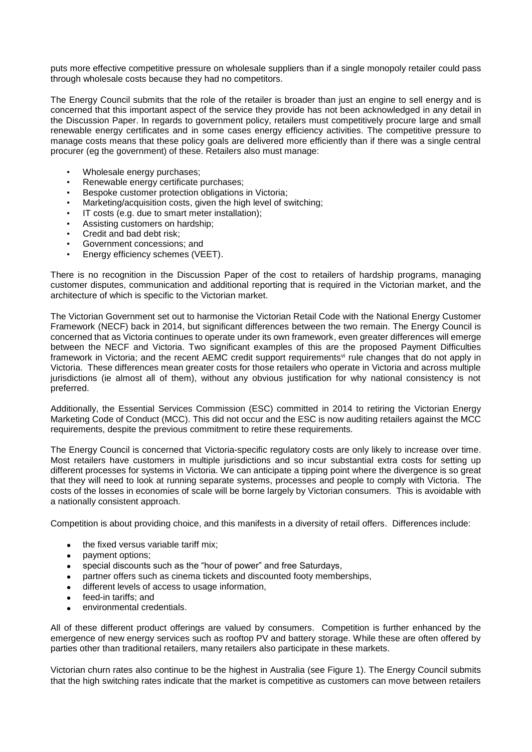puts more effective competitive pressure on wholesale suppliers than if a single monopoly retailer could pass through wholesale costs because they had no competitors.

The Energy Council submits that the role of the retailer is broader than just an engine to sell energy and is concerned that this important aspect of the service they provide has not been acknowledged in any detail in the Discussion Paper. In regards to government policy, retailers must competitively procure large and small renewable energy certificates and in some cases energy efficiency activities. The competitive pressure to manage costs means that these policy goals are delivered more efficiently than if there was a single central procurer (eg the government) of these. Retailers also must manage:

- Wholesale energy purchases;
- Renewable energy certificate purchases;
- Bespoke customer protection obligations in Victoria;
- Marketing/acquisition costs, given the high level of switching;
- IT costs (e.g. due to smart meter installation);
- Assisting customers on hardship;
- Credit and bad debt risk;
- Government concessions; and
- Energy efficiency schemes (VEET).

There is no recognition in the Discussion Paper of the cost to retailers of hardship programs, managing customer disputes, communication and additional reporting that is required in the Victorian market, and the architecture of which is specific to the Victorian market.

The Victorian Government set out to harmonise the Victorian Retail Code with the National Energy Customer Framework (NECF) back in 2014, but significant differences between the two remain. The Energy Council is concerned that as Victoria continues to operate under its own framework, even greater differences will emerge between the NECF and Victoria. Two significant examples of this are the proposed Payment Difficulties framework in Victoria; and the recent AEMC credit support requirements[vi] rule changes that do not apply in Victoria. These differences mean greater costs for those retailers who operate in Victoria and across multiple jurisdictions (ie almost all of them), without any obvious justification for why national consistency is not preferred.

Additionally, the Essential Services Commission (ESC) committed in 2014 to retiring the Victorian Energy Marketing Code of Conduct (MCC). This did not occur and the ESC is now auditing retailers against the MCC requirements, despite the previous commitment to retire these requirements.

The Energy Council is concerned that Victoria-specific regulatory costs are only likely to increase over time. Most retailers have customers in multiple jurisdictions and so incur substantial extra costs for setting up different processes for systems in Victoria. We can anticipate a tipping point where the divergence is so great that they will need to look at running separate systems, processes and people to comply with Victoria. The costs of the losses in economies of scale will be borne largely by Victorian consumers. This is avoidable with a nationally consistent approach.

Competition is about providing choice, and this manifests in a diversity of retail offers. Differences include:

- the fixed versus variable tariff mix;
- payment options;
- special discounts such as the "hour of power" and free Saturdays,
- partner offers such as cinema tickets and discounted footy memberships,
- different levels of access to usage information,
- feed-in tariffs; and
- environmental credentials.

All of these different product offerings are valued by consumers. Competition is further enhanced by the emergence of new energy services such as rooftop PV and battery storage. While these are often offered by parties other than traditional retailers, many retailers also participate in these markets.

Victorian churn rates also continue to be the highest in Australia (see Figure 1). The Energy Council submits that the high switching rates indicate that the market is competitive as customers can move between retailers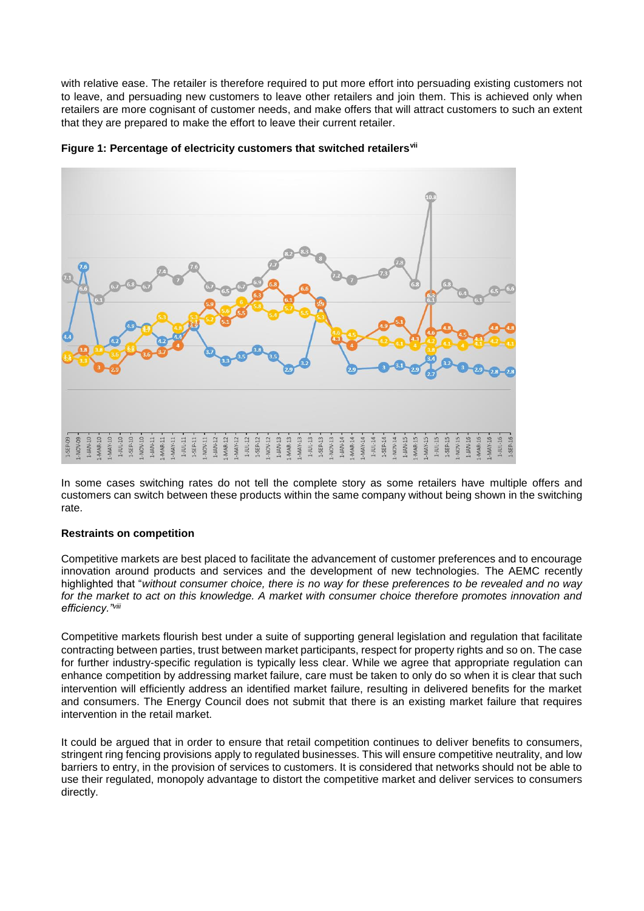with relative ease. The retailer is therefore required to put more effort into persuading existing customers not to leave, and persuading new customers to leave other retailers and join them. This is achieved only when retailers are more cognisant of customer needs, and make offers that will attract customers to such an extent that they are prepared to make the effort to leave their current retailer.

**Figure 1: Percentage of electricity customers that switched retailers**[vii]

In some cases switching rates do not tell the complete story as some retailers have multiple offers and customers can switch between these products within the same company without being shown in the switching rate.

**Restraints on competition**

Competitive markets are best placed to facilitate the advancement of customer preferences and to encourage innovation around products and services and the development of new technologies. The AEMC recently highlighted that "*without consumer choice, there is no way for these preferences to be revealed and no way for the market to act on this knowledge. A market with consumer choice therefore promotes innovation and efficiency.*"[viii]

Competitive markets flourish best under a suite of supporting general legislation and regulation that facilitate contracting between parties, trust between market participants, respect for property rights and so on. The case for further industry-specific regulation is typically less clear. While we agree that appropriate regulation can enhance competition by addressing market failure, care must be taken to only do so when it is clear that such intervention will efficiently address an identified market failure, resulting in delivered benefits for the market and consumers. The Energy Council does not submit that there is an existing market failure that requires intervention in the retail market.

It could be argued that in order to ensure that retail competition continues to deliver benefits to consumers, stringent ring fencing provisions apply to regulated businesses. This will ensure competitive neutrality, and low barriers to entry, in the provision of services to customers. It is considered that networks should not be able to use their regulated, monopoly advantage to distort the competitive market and deliver services to consumers directly.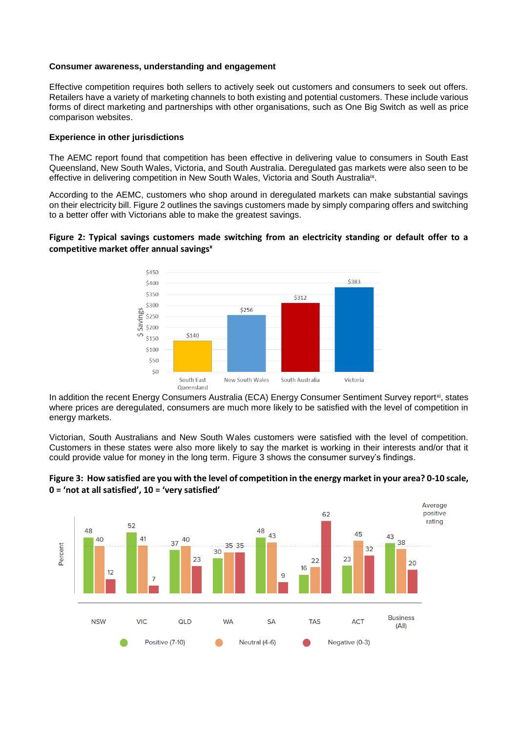**Consumer awareness, understanding and engagement**

Effective competition requires both sellers to actively seek out customers and consumers to seek out offers. Retailers have a variety of marketing channels to both existing and potential customers. These include various forms of direct marketing and partnerships with other organisations, such as One Big Switch as well as price comparison websites.

**Experience in other jurisdictions**

The AEMC report found that competition has been effective in delivering value to consumers in South East Queensland, New South Wales, Victoria, and South Australia. Deregulated gas markets were also seen to be effective in delivering competition in New South Wales, Victoria and South Australia[ix].

According to the AEMC, customers who shop around in deregulated markets can make substantial savings on their electricity bill. Figure 2 outlines the savings customers made by simply comparing offers and switching to a better offer with Victorians able to make the greatest savings.

**Figure 2: Typical savings customers made switching from an electricity standing or default offer to a competitive market offer annual savings[x]**

| Region | $ Savings |
|---|---|
| South East Queensland | $140 |
| New South Wales | $256 |
| South Australia | $312 |
| Victoria | $383 |

In addition the recent Energy Consumers Australia (ECA) Energy Consumer Sentiment Survey report[xi], states where prices are deregulated, consumers are much more likely to be satisfied with the level of competition in energy markets.

Victorian, South Australians and New South Wales customers were satisfied with the level of competition. Customers in these states were also more likely to say the market is working in their interests and/or that it could provide value for money in the long term. Figure 3 shows the consumer survey's findings.

**Figure 3: How satisfied are you with the level of competition in the energy market in your area? 0-10 scale, 0 = 'not at all satisfied', 10 = 'very satisfied'**

| Percent | NSW | VIC | QLD | WA | SA | TAS | ACT | Business (All) |
|---|---|---|---|---|---|---|---|---|
| Positive (7-10) | 48 | 52 | 37 | 30 | 48 | 16 | 23 | 43 |
| Neutral (4-6) | 40 | 41 | 40 | 35 | 43 | 22 | 45 | 38 |
| Negative (0-3) | 12 | 7 | 23 | 35 | 9 | 62 | 32 | 20 |

Average positive rating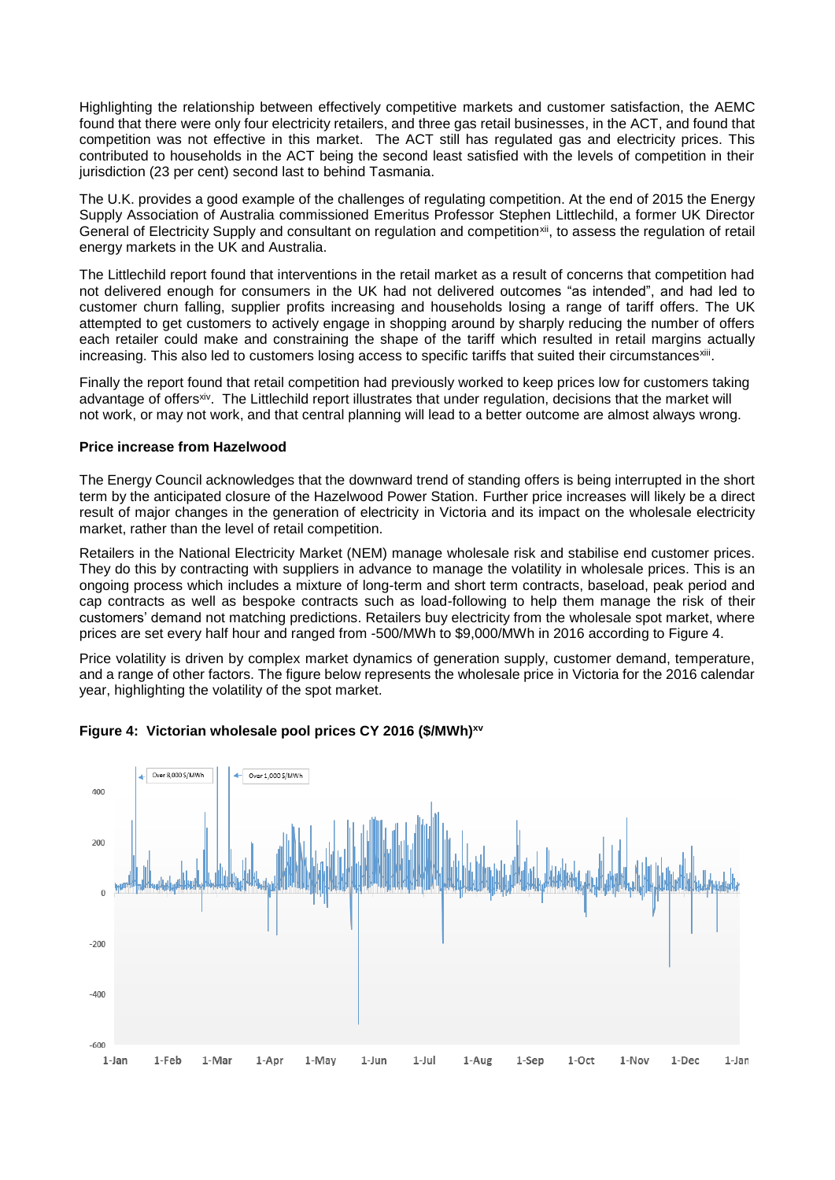Highlighting the relationship between effectively competitive markets and customer satisfaction, the AEMC found that there were only four electricity retailers, and three gas retail businesses, in the ACT, and found that competition was not effective in this market. The ACT still has regulated gas and electricity prices. This contributed to households in the ACT being the second least satisfied with the levels of competition in their jurisdiction (23 per cent) second last to behind Tasmania.

The U.K. provides a good example of the challenges of regulating competition. At the end of 2015 the Energy Supply Association of Australia commissioned Emeritus Professor Stephen Littlechild, a former UK Director General of Electricity Supply and consultant on regulation and competition[xii], to assess the regulation of retail energy markets in the UK and Australia.

The Littlechild report found that interventions in the retail market as a result of concerns that competition had not delivered enough for consumers in the UK had not delivered outcomes "as intended", and had led to customer churn falling, supplier profits increasing and households losing a range of tariff offers. The UK attempted to get customers to actively engage in shopping around by sharply reducing the number of offers each retailer could make and constraining the shape of the tariff which resulted in retail margins actually increasing. This also led to customers losing access to specific tariffs that suited their circumstances[xiii].

Finally the report found that retail competition had previously worked to keep prices low for customers taking advantage of offers[xiv]. The Littlechild report illustrates that under regulation, decisions that the market will not work, or may not work, and that central planning will lead to a better outcome are almost always wrong.

**Price increase from Hazelwood**

The Energy Council acknowledges that the downward trend of standing offers is being interrupted in the short term by the anticipated closure of the Hazelwood Power Station. Further price increases will likely be a direct result of major changes in the generation of electricity in Victoria and its impact on the wholesale electricity market, rather than the level of retail competition.

Retailers in the National Electricity Market (NEM) manage wholesale risk and stabilise end customer prices. They do this by contracting with suppliers in advance to manage the volatility in wholesale prices. This is an ongoing process which includes a mixture of long-term and short term contracts, baseload, peak period and cap contracts as well as bespoke contracts such as load-following to help them manage the risk of their customers' demand not matching predictions. Retailers buy electricity from the wholesale spot market, where prices are set every half hour and ranged from -500/MWh to $9,000/MWh in 2016 according to Figure 4.

Price volatility is driven by complex market dynamics of generation supply, customer demand, temperature, and a range of other factors. The figure below represents the wholesale price in Victoria for the 2016 calendar year, highlighting the volatility of the spot market.

**Figure 4: Victorian wholesale pool prices CY 2016 ($/MWh)[xv]**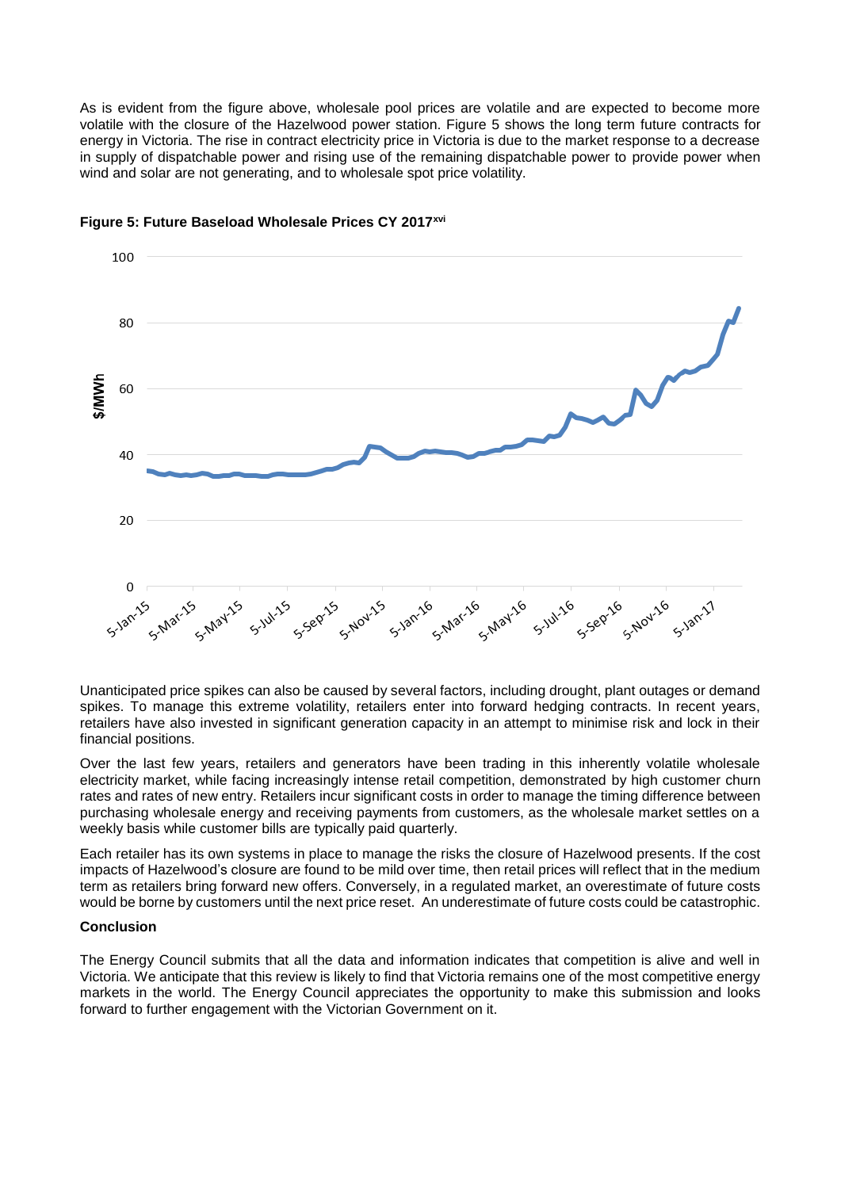As is evident from the figure above, wholesale pool prices are volatile and are expected to become more volatile with the closure of the Hazelwood power station. Figure 5 shows the long term future contracts for energy in Victoria. The rise in contract electricity price in Victoria is due to the market response to a decrease in supply of dispatchable power and rising use of the remaining dispatchable power to provide power when wind and solar are not generating, and to wholesale spot price volatility.

**Figure 5: Future Baseload Wholesale Prices CY 2017**[xvi]

Unanticipated price spikes can also be caused by several factors, including drought, plant outages or demand spikes. To manage this extreme volatility, retailers enter into forward hedging contracts. In recent years, retailers have also invested in significant generation capacity in an attempt to minimise risk and lock in their financial positions.

Over the last few years, retailers and generators have been trading in this inherently volatile wholesale electricity market, while facing increasingly intense retail competition, demonstrated by high customer churn rates and rates of new entry. Retailers incur significant costs in order to manage the timing difference between purchasing wholesale energy and receiving payments from customers, as the wholesale market settles on a weekly basis while customer bills are typically paid quarterly.

Each retailer has its own systems in place to manage the risks the closure of Hazelwood presents. If the cost impacts of Hazelwood's closure are found to be mild over time, then retail prices will reflect that in the medium term as retailers bring forward new offers. Conversely, in a regulated market, an overestimate of future costs would be borne by customers until the next price reset. An underestimate of future costs could be catastrophic.

**Conclusion**

The Energy Council submits that all the data and information indicates that competition is alive and well in Victoria. We anticipate that this review is likely to find that Victoria remains one of the most competitive energy markets in the world. The Energy Council appreciates the opportunity to make this submission and looks forward to further engagement with the Victorian Government on it.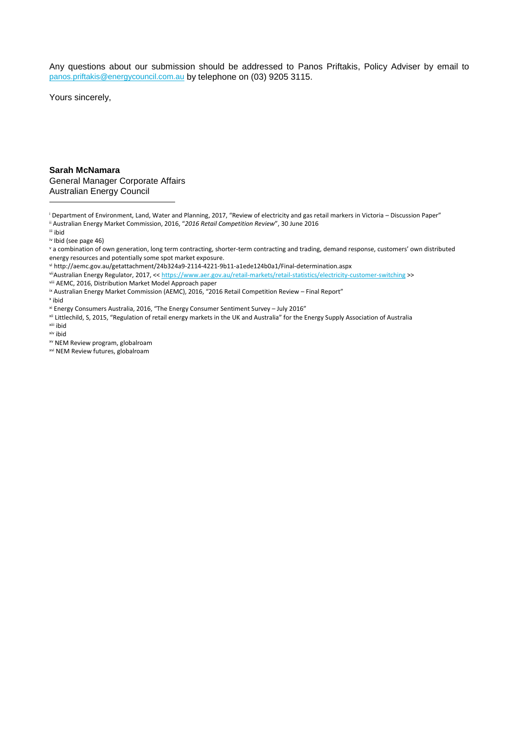Any questions about our submission should be addressed to Panos Priftakis, Policy Adviser by email to panos.priftakis@energycouncil.com.au by telephone on (03) 9205 3115.

Yours sincerely,

**Sarah McNamara**
General Manager Corporate Affairs
Australian Energy Council

---

[i] Department of Environment, Land, Water and Planning, 2017, "Review of electricity and gas retail markers in Victoria – Discussion Paper"
[ii] Australian Energy Market Commission, 2016, "*2016 Retail Competition Review*", 30 June 2016
[iii] ibid
[iv] Ibid (see page 46)
[v] a combination of own generation, long term contracting, shorter-term contracting and trading, demand response, customers' own distributed energy resources and potentially some spot market exposure.
[vi] http://aemc.gov.au/getattachment/24b324a9-2114-4221-9b11-a1ede124b0a1/Final-determination.aspx
[vii]Australian Energy Regulator, 2017, << https://www.aer.gov.au/retail-markets/retail-statistics/electricity-customer-switching >>
[viii] AEMC, 2016, Distribution Market Model Approach paper
[ix] Australian Energy Market Commission (AEMC), 2016, "2016 Retail Competition Review – Final Report"
[x] ibid
[xi] Energy Consumers Australia, 2016, "The Energy Consumer Sentiment Survey – July 2016"
[xii] Littlechild, S, 2015, "Regulation of retail energy markets in the UK and Australia" for the Energy Supply Association of Australia
[xiii] ibid
[xiv] ibid
[xv] NEM Review program, globalroam
[xvi] NEM Review futures, globalroam